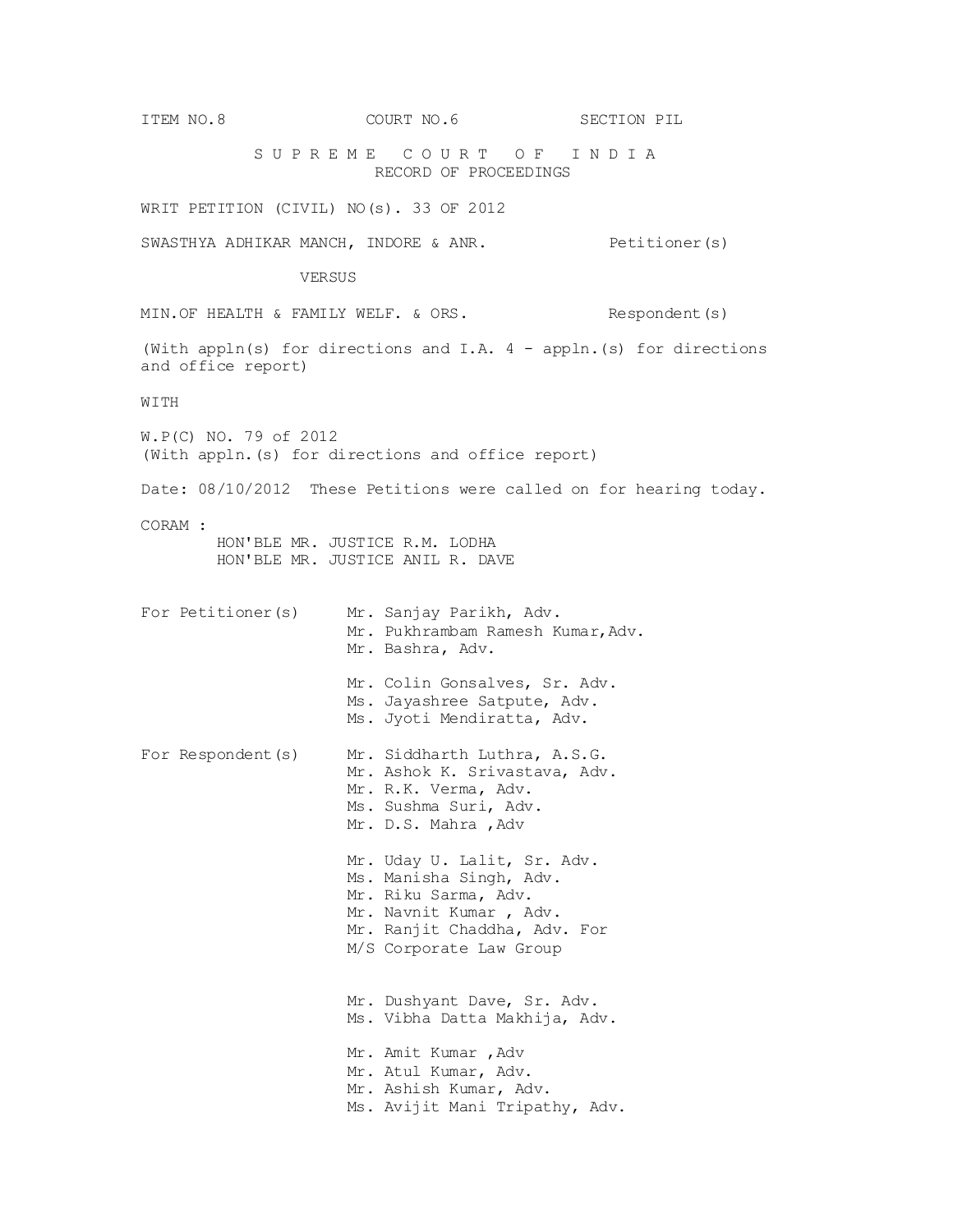ITEM NO.8 COURT NO.6 SECTION PIL

# S U P R E M E C O U R T O F I N D I A

## RECORD OF PROCEEDINGS

WRIT PETITION (CIVIL) NO(s). 33 OF 2012

SWASTHYA ADHIKAR MANCH, INDORE & ANR. Petitioner(s)

VERSUS

MIN.OF HEALTH & FAMILY WELF. & ORS. Respondent(s)

(With appln(s) for directions and I.A. 4 - appln.(s) for directions and office report)

WITH

W.P(C) NO. 79 of 2012
(With appln.(s) for directions and office report)

Date: 08/10/2012 These Petitions were called on for hearing today.

CORAM :
HON'BLE MR. JUSTICE R.M. LODHA
HON'BLE MR. JUSTICE ANIL R. DAVE

For Petitioner(s)

Mr. Sanjay Parikh, Adv.
Mr. Pukhrambam Ramesh Kumar,Adv.
Mr. Bashra, Adv.

Mr. Colin Gonsalves, Sr. Adv.
Ms. Jayashree Satpute, Adv.
Ms. Jyoti Mendiratta, Adv.

For Respondent(s)

Mr. Siddharth Luthra, A.S.G.
Mr. Ashok K. Srivastava, Adv.
Mr. R.K. Verma, Adv.
Ms. Sushma Suri, Adv.
Mr. D.S. Mahra ,Adv

Mr. Uday U. Lalit, Sr. Adv.
Ms. Manisha Singh, Adv.
Mr. Riku Sarma, Adv.
Mr. Navnit Kumar , Adv.
Mr. Ranjit Chaddha, Adv. For
M/S Corporate Law Group

Mr. Dushyant Dave, Sr. Adv.
Ms. Vibha Datta Makhija, Adv.

Mr. Amit Kumar ,Adv
Mr. Atul Kumar, Adv.
Mr. Ashish Kumar, Adv.
Ms. Avijit Mani Tripathy, Adv.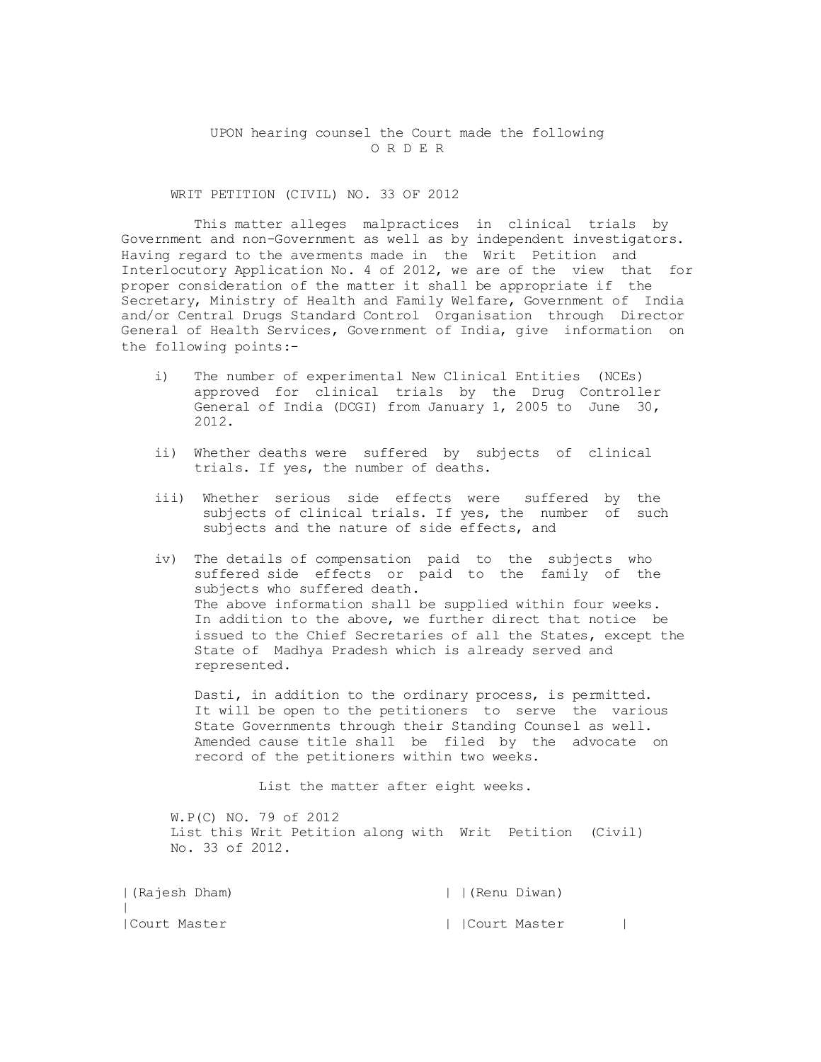UPON hearing counsel the Court made the following

O R D E R

WRIT PETITION (CIVIL) NO. 33 OF 2012

This matter alleges malpractices in clinical trials by Government and non-Government as well as by independent investigators. Having regard to the averments made in the Writ Petition and Interlocutory Application No. 4 of 2012, we are of the view that for proper consideration of the matter it shall be appropriate if the Secretary, Ministry of Health and Family Welfare, Government of India and/or Central Drugs Standard Control Organisation through Director General of Health Services, Government of India, give information on the following points:-

i) The number of experimental New Clinical Entities (NCEs) approved for clinical trials by the Drug Controller General of India (DCGI) from January 1, 2005 to June 30, 2012.

ii) Whether deaths were suffered by subjects of clinical trials. If yes, the number of deaths.

iii) Whether serious side effects were suffered by the subjects of clinical trials. If yes, the number of such subjects and the nature of side effects, and

iv) The details of compensation paid to the subjects who suffered side effects or paid to the family of the subjects who suffered death.

The above information shall be supplied within four weeks. In addition to the above, we further direct that notice be issued to the Chief Secretaries of all the States, except the State of Madhya Pradesh which is already served and represented.

Dasti, in addition to the ordinary process, is permitted. It will be open to the petitioners to serve the various State Governments through their Standing Counsel as well. Amended cause title shall be filed by the advocate on record of the petitioners within two weeks.

List the matter after eight weeks.

W.P(C) NO. 79 of 2012

List this Writ Petition along with Writ Petition (Civil) No. 33 of 2012.

| | |
|---|---|
| (Rajesh Dham) | (Renu Diwan) |
| Court Master | Court Master |